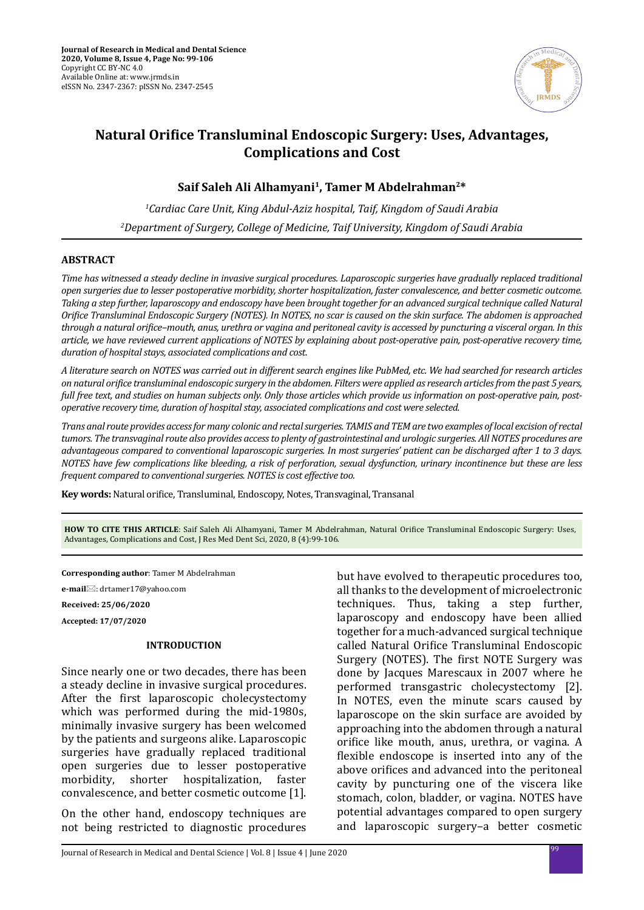Journal of Research in Medical and Dental Science
2020, Volume 8, Issue 4, Page No: 99-106
Copyright CC BY-NC 4.0
Available Online at: www.jrmds.in
eISSN No. 2347-2367: pISSN No. 2347-2545

# Natural Orifice Transluminal Endoscopic Surgery: Uses, Advantages, Complications and Cost

**Saif Saleh Ali Alhamyani[1], Tamer M Abdelrahman[2]***

*[1]Cardiac Care Unit, King Abdul-Aziz hospital, Taif, Kingdom of Saudi Arabia*

*[2]Department of Surgery, College of Medicine, Taif University, Kingdom of Saudi Arabia*

## ABSTRACT

*Time has witnessed a steady decline in invasive surgical procedures. Laparoscopic surgeries have gradually replaced traditional open surgeries due to lesser postoperative morbidity, shorter hospitalization, faster convalescence, and better cosmetic outcome. Taking a step further, laparoscopy and endoscopy have been brought together for an advanced surgical technique called Natural Orifice Transluminal Endoscopic Surgery (NOTES). In NOTES, no scar is caused on the skin surface. The abdomen is approached through a natural orifice–mouth, anus, urethra or vagina and peritoneal cavity is accessed by puncturing a visceral organ. In this article, we have reviewed current applications of NOTES by explaining about post-operative pain, post-operative recovery time, duration of hospital stays, associated complications and cost.*

*A literature search on NOTES was carried out in different search engines like PubMed, etc. We had searched for research articles on natural orifice transluminal endoscopic surgery in the abdomen. Filters were applied as research articles from the past 5 years, full free text, and studies on human subjects only. Only those articles which provide us information on post-operative pain, post-operative recovery time, duration of hospital stay, associated complications and cost were selected.*

*Trans anal route provides access for many colonic and rectal surgeries. TAMIS and TEM are two examples of local excision of rectal tumors. The transvaginal route also provides access to plenty of gastrointestinal and urologic surgeries. All NOTES procedures are advantageous compared to conventional laparoscopic surgeries. In most surgeries' patient can be discharged after 1 to 3 days. NOTES have few complications like bleeding, a risk of perforation, sexual dysfunction, urinary incontinence but these are less frequent compared to conventional surgeries. NOTES is cost effective too.*

**Key words:** Natural orifice, Transluminal, Endoscopy, Notes, Transvaginal, Transanal

**HOW TO CITE THIS ARTICLE**: Saif Saleh Ali Alhamyani, Tamer M Abdelrahman, Natural Orifice Transluminal Endoscopic Surgery: Uses, Advantages, Complications and Cost, J Res Med Dent Sci, 2020, 8 (4):99-106.

**Corresponding author**: Tamer M Abdelrahman

**e-mail**: drtamer17@yahoo.com

**Received: 25/06/2020**

**Accepted: 17/07/2020**

## INTRODUCTION

Since nearly one or two decades, there has been a steady decline in invasive surgical procedures. After the first laparoscopic cholecystectomy which was performed during the mid-1980s, minimally invasive surgery has been welcomed by the patients and surgeons alike. Laparoscopic surgeries have gradually replaced traditional open surgeries due to lesser postoperative morbidity, shorter hospitalization, faster convalescence, and better cosmetic outcome [1].

On the other hand, endoscopy techniques are not being restricted to diagnostic procedures but have evolved to therapeutic procedures too, all thanks to the development of microelectronic techniques. Thus, taking a step further, laparoscopy and endoscopy have been allied together for a much-advanced surgical technique called Natural Orifice Transluminal Endoscopic Surgery (NOTES). The first NOTE Surgery was done by Jacques Marescaux in 2007 where he performed transgastric cholecystectomy [2]. In NOTES, even the minute scars caused by laparoscope on the skin surface are avoided by approaching into the abdomen through a natural orifice like mouth, anus, urethra, or vagina. A flexible endoscope is inserted into any of the above orifices and advanced into the peritoneal cavity by puncturing one of the viscera like stomach, colon, bladder, or vagina. NOTES have potential advantages compared to open surgery and laparoscopic surgery–a better cosmetic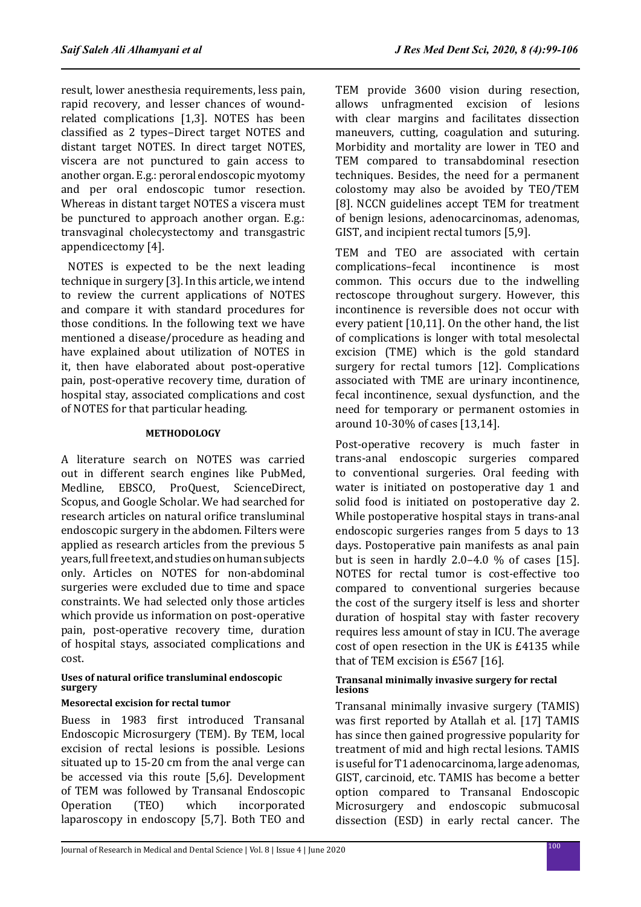result, lower anesthesia requirements, less pain, rapid recovery, and lesser chances of wound-related complications [1,3]. NOTES has been classified as 2 types–Direct target NOTES and distant target NOTES. In direct target NOTES, viscera are not punctured to gain access to another organ. E.g.: peroral endoscopic myotomy and per oral endoscopic tumor resection. Whereas in distant target NOTES a viscera must be punctured to approach another organ. E.g.: transvaginal cholecystectomy and transgastric appendicectomy [4].

NOTES is expected to be the next leading technique in surgery [3]. In this article, we intend to review the current applications of NOTES and compare it with standard procedures for those conditions. In the following text we have mentioned a disease/procedure as heading and have explained about utilization of NOTES in it, then have elaborated about post-operative pain, post-operative recovery time, duration of hospital stay, associated complications and cost of NOTES for that particular heading.

## METHODOLOGY

A literature search on NOTES was carried out in different search engines like PubMed, Medline, EBSCO, ProQuest, ScienceDirect, Scopus, and Google Scholar. We had searched for research articles on natural orifice transluminal endoscopic surgery in the abdomen. Filters were applied as research articles from the previous 5 years, full free text, and studies on human subjects only. Articles on NOTES for non-abdominal surgeries were excluded due to time and space constraints. We had selected only those articles which provide us information on post-operative pain, post-operative recovery time, duration of hospital stays, associated complications and cost.

### Uses of natural orifice transluminal endoscopic surgery

#### Mesorectal excision for rectal tumor

Buess in 1983 first introduced Transanal Endoscopic Microsurgery (TEM). By TEM, local excision of rectal lesions is possible. Lesions situated up to 15-20 cm from the anal verge can be accessed via this route [5,6]. Development of TEM was followed by Transanal Endoscopic Operation (TEO) which incorporated laparoscopy in endoscopy [5,7]. Both TEO and TEM provide 3600 vision during resection, allows unfragmented excision of lesions with clear margins and facilitates dissection maneuvers, cutting, coagulation and suturing. Morbidity and mortality are lower in TEO and TEM compared to transabdominal resection techniques. Besides, the need for a permanent colostomy may also be avoided by TEO/TEM [8]. NCCN guidelines accept TEM for treatment of benign lesions, adenocarcinomas, adenomas, GIST, and incipient rectal tumors [5,9].

TEM and TEO are associated with certain complications–fecal incontinence is most common. This occurs due to the indwelling rectoscope throughout surgery. However, this incontinence is reversible does not occur with every patient [10,11]. On the other hand, the list of complications is longer with total mesolectal excision (TME) which is the gold standard surgery for rectal tumors [12]. Complications associated with TME are urinary incontinence, fecal incontinence, sexual dysfunction, and the need for temporary or permanent ostomies in around 10-30% of cases [13,14].

Post-operative recovery is much faster in trans-anal endoscopic surgeries compared to conventional surgeries. Oral feeding with water is initiated on postoperative day 1 and solid food is initiated on postoperative day 2. While postoperative hospital stays in trans-anal endoscopic surgeries ranges from 5 days to 13 days. Postoperative pain manifests as anal pain but is seen in hardly 2.0–4.0 % of cases [15]. NOTES for rectal tumor is cost-effective too compared to conventional surgeries because the cost of the surgery itself is less and shorter duration of hospital stay with faster recovery requires less amount of stay in ICU. The average cost of open resection in the UK is £4135 while that of TEM excision is £567 [16].

#### Transanal minimally invasive surgery for rectal lesions

Transanal minimally invasive surgery (TAMIS) was first reported by Atallah et al. [17] TAMIS has since then gained progressive popularity for treatment of mid and high rectal lesions. TAMIS is useful for T1 adenocarcinoma, large adenomas, GIST, carcinoid, etc. TAMIS has become a better option compared to Transanal Endoscopic Microsurgery and endoscopic submucosal dissection (ESD) in early rectal cancer. The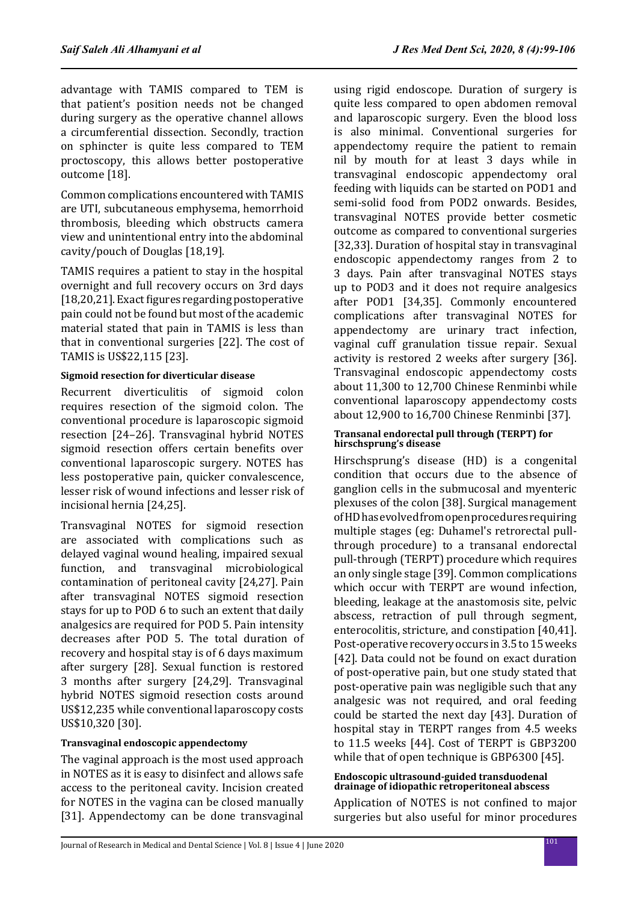advantage with TAMIS compared to TEM is that patient's position needs not be changed during surgery as the operative channel allows a circumferential dissection. Secondly, traction on sphincter is quite less compared to TEM proctoscopy, this allows better postoperative outcome [18].

Common complications encountered with TAMIS are UTI, subcutaneous emphysema, hemorrhoid thrombosis, bleeding which obstructs camera view and unintentional entry into the abdominal cavity/pouch of Douglas [18,19].

TAMIS requires a patient to stay in the hospital overnight and full recovery occurs on 3rd days [18,20,21]. Exact figures regarding postoperative pain could not be found but most of the academic material stated that pain in TAMIS is less than that in conventional surgeries [22]. The cost of TAMIS is US$22,115 [23].

#### Sigmoid resection for diverticular disease

Recurrent diverticulitis of sigmoid colon requires resection of the sigmoid colon. The conventional procedure is laparoscopic sigmoid resection [24–26]. Transvaginal hybrid NOTES sigmoid resection offers certain benefits over conventional laparoscopic surgery. NOTES has less postoperative pain, quicker convalescence, lesser risk of wound infections and lesser risk of incisional hernia [24,25].

Transvaginal NOTES for sigmoid resection are associated with complications such as delayed vaginal wound healing, impaired sexual function, and transvaginal microbiological contamination of peritoneal cavity [24,27]. Pain after transvaginal NOTES sigmoid resection stays for up to POD 6 to such an extent that daily analgesics are required for POD 5. Pain intensity decreases after POD 5. The total duration of recovery and hospital stay is of 6 days maximum after surgery [28]. Sexual function is restored 3 months after surgery [24,29]. Transvaginal hybrid NOTES sigmoid resection costs around US$12,235 while conventional laparoscopy costs US$10,320 [30].

#### Transvaginal endoscopic appendectomy

The vaginal approach is the most used approach in NOTES as it is easy to disinfect and allows safe access to the peritoneal cavity. Incision created for NOTES in the vagina can be closed manually [31]. Appendectomy can be done transvaginal using rigid endoscope. Duration of surgery is quite less compared to open abdomen removal and laparoscopic surgery. Even the blood loss is also minimal. Conventional surgeries for appendectomy require the patient to remain nil by mouth for at least 3 days while in transvaginal endoscopic appendectomy oral feeding with liquids can be started on POD1 and semi-solid food from POD2 onwards. Besides, transvaginal NOTES provide better cosmetic outcome as compared to conventional surgeries [32,33]. Duration of hospital stay in transvaginal endoscopic appendectomy ranges from 2 to 3 days. Pain after transvaginal NOTES stays up to POD3 and it does not require analgesics after POD1 [34,35]. Commonly encountered complications after transvaginal NOTES for appendectomy are urinary tract infection, vaginal cuff granulation tissue repair. Sexual activity is restored 2 weeks after surgery [36]. Transvaginal endoscopic appendectomy costs about 11,300 to 12,700 Chinese Renminbi while conventional laparoscopy appendectomy costs about 12,900 to 16,700 Chinese Renminbi [37].

#### Transanal endorectal pull through (TERPT) for hirschsprung's disease

Hirschsprung's disease (HD) is a congenital condition that occurs due to the absence of ganglion cells in the submucosal and myenteric plexuses of the colon [38]. Surgical management of HD has evolved from open procedures requiring multiple stages (eg: Duhamel's retrorectal pull-through procedure) to a transanal endorectal pull-through (TERPT) procedure which requires an only single stage [39]. Common complications which occur with TERPT are wound infection, bleeding, leakage at the anastomosis site, pelvic abscess, retraction of pull through segment, enterocolitis, stricture, and constipation [40,41]. Post-operative recovery occurs in 3.5 to 15 weeks [42]. Data could not be found on exact duration of post-operative pain, but one study stated that post-operative pain was negligible such that any analgesic was not required, and oral feeding could be started the next day [43]. Duration of hospital stay in TERPT ranges from 4.5 weeks to 11.5 weeks [44]. Cost of TERPT is GBP3200 while that of open technique is GBP6300 [45].

#### Endoscopic ultrasound-guided transduodenal drainage of idiopathic retroperitoneal abscess

Application of NOTES is not confined to major surgeries but also useful for minor procedures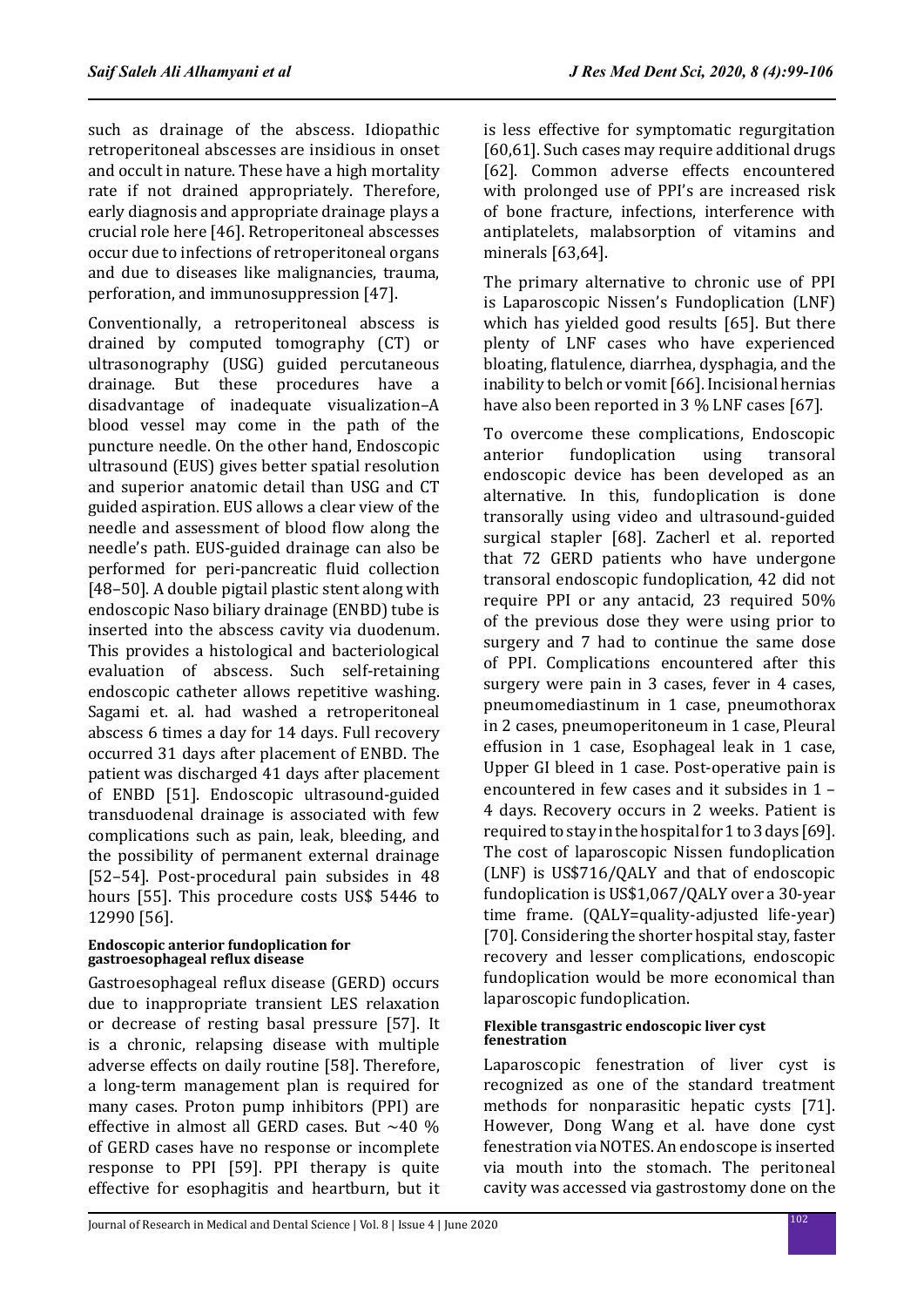such as drainage of the abscess. Idiopathic retroperitoneal abscesses are insidious in onset and occult in nature. These have a high mortality rate if not drained appropriately. Therefore, early diagnosis and appropriate drainage plays a crucial role here [46]. Retroperitoneal abscesses occur due to infections of retroperitoneal organs and due to diseases like malignancies, trauma, perforation, and immunosuppression [47].

Conventionally, a retroperitoneal abscess is drained by computed tomography (CT) or ultrasonography (USG) guided percutaneous drainage. But these procedures have a disadvantage of inadequate visualization–A blood vessel may come in the path of the puncture needle. On the other hand, Endoscopic ultrasound (EUS) gives better spatial resolution and superior anatomic detail than USG and CT guided aspiration. EUS allows a clear view of the needle and assessment of blood flow along the needle's path. EUS-guided drainage can also be performed for peri-pancreatic fluid collection [48–50]. A double pigtail plastic stent along with endoscopic Naso biliary drainage (ENBD) tube is inserted into the abscess cavity via duodenum. This provides a histological and bacteriological evaluation of abscess. Such self-retaining endoscopic catheter allows repetitive washing. Sagami et. al. had washed a retroperitoneal abscess 6 times a day for 14 days. Full recovery occurred 31 days after placement of ENBD. The patient was discharged 41 days after placement of ENBD [51]. Endoscopic ultrasound-guided transduodenal drainage is associated with few complications such as pain, leak, bleeding, and the possibility of permanent external drainage [52–54]. Post-procedural pain subsides in 48 hours [55]. This procedure costs US$ 5446 to 12990 [56].

#### Endoscopic anterior fundoplication for gastroesophageal reflux disease

Gastroesophageal reflux disease (GERD) occurs due to inappropriate transient LES relaxation or decrease of resting basal pressure [57]. It is a chronic, relapsing disease with multiple adverse effects on daily routine [58]. Therefore, a long-term management plan is required for many cases. Proton pump inhibitors (PPI) are effective in almost all GERD cases. But ~40 % of GERD cases have no response or incomplete response to PPI [59]. PPI therapy is quite effective for esophagitis and heartburn, but it is less effective for symptomatic regurgitation [60,61]. Such cases may require additional drugs [62]. Common adverse effects encountered with prolonged use of PPI's are increased risk of bone fracture, infections, interference with antiplatelets, malabsorption of vitamins and minerals [63,64].

The primary alternative to chronic use of PPI is Laparoscopic Nissen's Fundoplication (LNF) which has yielded good results [65]. But there plenty of LNF cases who have experienced bloating, flatulence, diarrhea, dysphagia, and the inability to belch or vomit [66]. Incisional hernias have also been reported in 3 % LNF cases [67].

To overcome these complications, Endoscopic anterior fundoplication using transoral endoscopic device has been developed as an alternative. In this, fundoplication is done transorally using video and ultrasound-guided surgical stapler [68]. Zacherl et al. reported that 72 GERD patients who have undergone transoral endoscopic fundoplication, 42 did not require PPI or any antacid, 23 required 50% of the previous dose they were using prior to surgery and 7 had to continue the same dose of PPI. Complications encountered after this surgery were pain in 3 cases, fever in 4 cases, pneumomediastinum in 1 case, pneumothorax in 2 cases, pneumoperitoneum in 1 case, Pleural effusion in 1 case, Esophageal leak in 1 case, Upper GI bleed in 1 case. Post-operative pain is encountered in few cases and it subsides in 1 – 4 days. Recovery occurs in 2 weeks. Patient is required to stay in the hospital for 1 to 3 days [69]. The cost of laparoscopic Nissen fundoplication (LNF) is US$716/QALY and that of endoscopic fundoplication is US$1,067/QALY over a 30-year time frame. (QALY=quality-adjusted life-year) [70]. Considering the shorter hospital stay, faster recovery and lesser complications, endoscopic fundoplication would be more economical than laparoscopic fundoplication.

#### Flexible transgastric endoscopic liver cyst fenestration

Laparoscopic fenestration of liver cyst is recognized as one of the standard treatment methods for nonparasitic hepatic cysts [71]. However, Dong Wang et al. have done cyst fenestration via NOTES. An endoscope is inserted via mouth into the stomach. The peritoneal cavity was accessed via gastrostomy done on the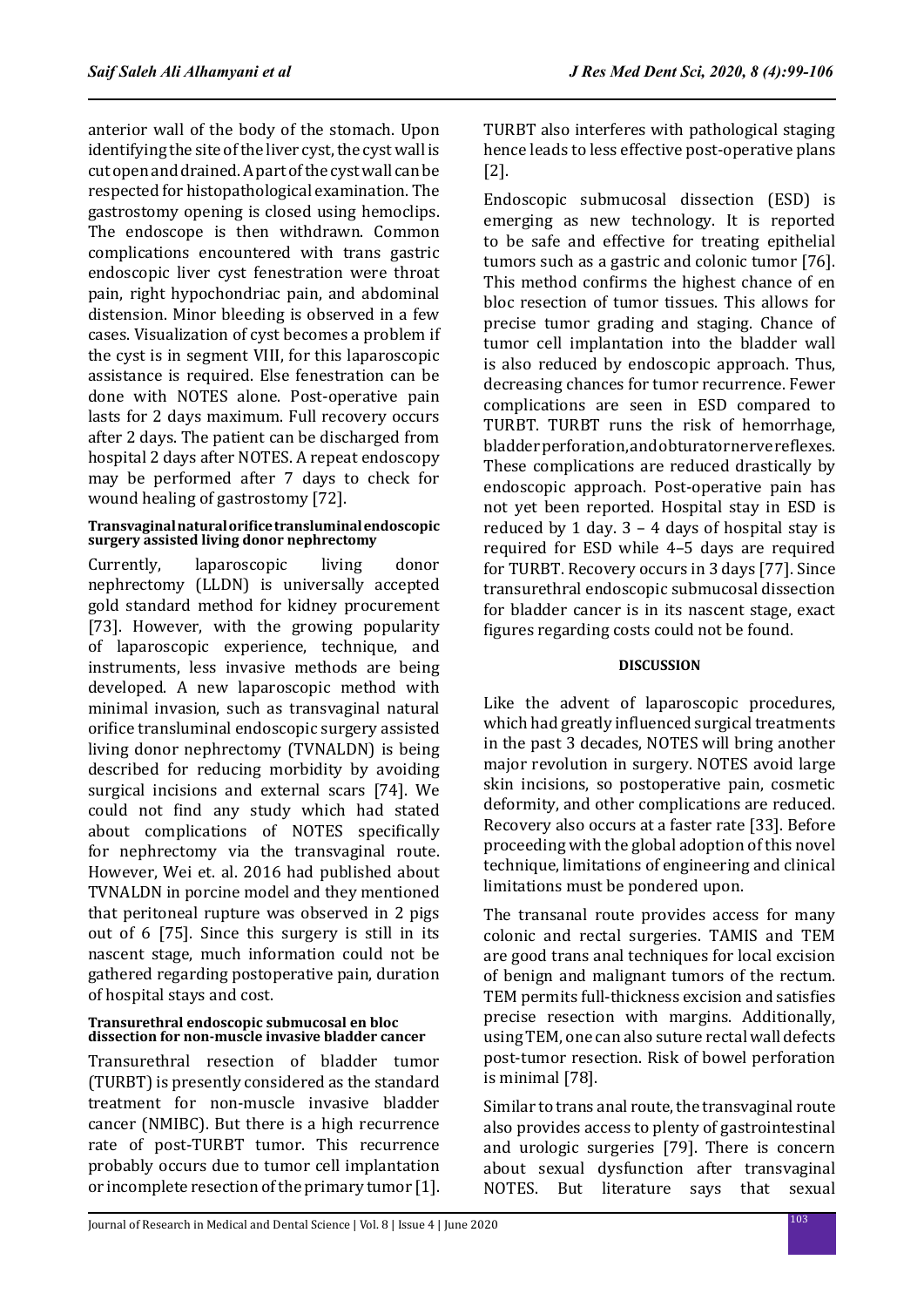anterior wall of the body of the stomach. Upon identifying the site of the liver cyst, the cyst wall is cut open and drained. A part of the cyst wall can be respected for histopathological examination. The gastrostomy opening is closed using hemoclips. The endoscope is then withdrawn. Common complications encountered with trans gastric endoscopic liver cyst fenestration were throat pain, right hypochondriac pain, and abdominal distension. Minor bleeding is observed in a few cases. Visualization of cyst becomes a problem if the cyst is in segment VIII, for this laparoscopic assistance is required. Else fenestration can be done with NOTES alone. Post-operative pain lasts for 2 days maximum. Full recovery occurs after 2 days. The patient can be discharged from hospital 2 days after NOTES. A repeat endoscopy may be performed after 7 days to check for wound healing of gastrostomy [72].

#### Transvaginal natural orifice transluminal endoscopic surgery assisted living donor nephrectomy

Currently, laparoscopic living donor nephrectomy (LLDN) is universally accepted gold standard method for kidney procurement [73]. However, with the growing popularity of laparoscopic experience, technique, and instruments, less invasive methods are being developed. A new laparoscopic method with minimal invasion, such as transvaginal natural orifice transluminal endoscopic surgery assisted living donor nephrectomy (TVNALDN) is being described for reducing morbidity by avoiding surgical incisions and external scars [74]. We could not find any study which had stated about complications of NOTES specifically for nephrectomy via the transvaginal route. However, Wei et. al. 2016 had published about TVNALDN in porcine model and they mentioned that peritoneal rupture was observed in 2 pigs out of 6 [75]. Since this surgery is still in its nascent stage, much information could not be gathered regarding postoperative pain, duration of hospital stays and cost.

#### Transurethral endoscopic submucosal en bloc dissection for non-muscle invasive bladder cancer

Transurethral resection of bladder tumor (TURBT) is presently considered as the standard treatment for non-muscle invasive bladder cancer (NMIBC). But there is a high recurrence rate of post-TURBT tumor. This recurrence probably occurs due to tumor cell implantation or incomplete resection of the primary tumor [1]. TURBT also interferes with pathological staging hence leads to less effective post-operative plans [2].

Endoscopic submucosal dissection (ESD) is emerging as new technology. It is reported to be safe and effective for treating epithelial tumors such as a gastric and colonic tumor [76]. This method confirms the highest chance of en bloc resection of tumor tissues. This allows for precise tumor grading and staging. Chance of tumor cell implantation into the bladder wall is also reduced by endoscopic approach. Thus, decreasing chances for tumor recurrence. Fewer complications are seen in ESD compared to TURBT. TURBT runs the risk of hemorrhage, bladder perforation, and obturator nerve reflexes. These complications are reduced drastically by endoscopic approach. Post-operative pain has not yet been reported. Hospital stay in ESD is reduced by 1 day. 3 – 4 days of hospital stay is required for ESD while 4–5 days are required for TURBT. Recovery occurs in 3 days [77]. Since transurethral endoscopic submucosal dissection for bladder cancer is in its nascent stage, exact figures regarding costs could not be found.

## DISCUSSION

Like the advent of laparoscopic procedures, which had greatly influenced surgical treatments in the past 3 decades, NOTES will bring another major revolution in surgery. NOTES avoid large skin incisions, so postoperative pain, cosmetic deformity, and other complications are reduced. Recovery also occurs at a faster rate [33]. Before proceeding with the global adoption of this novel technique, limitations of engineering and clinical limitations must be pondered upon.

The transanal route provides access for many colonic and rectal surgeries. TAMIS and TEM are good trans anal techniques for local excision of benign and malignant tumors of the rectum. TEM permits full-thickness excision and satisfies precise resection with margins. Additionally, using TEM, one can also suture rectal wall defects post-tumor resection. Risk of bowel perforation is minimal [78].

Similar to trans anal route, the transvaginal route also provides access to plenty of gastrointestinal and urologic surgeries [79]. There is concern about sexual dysfunction after transvaginal NOTES. But literature says that sexual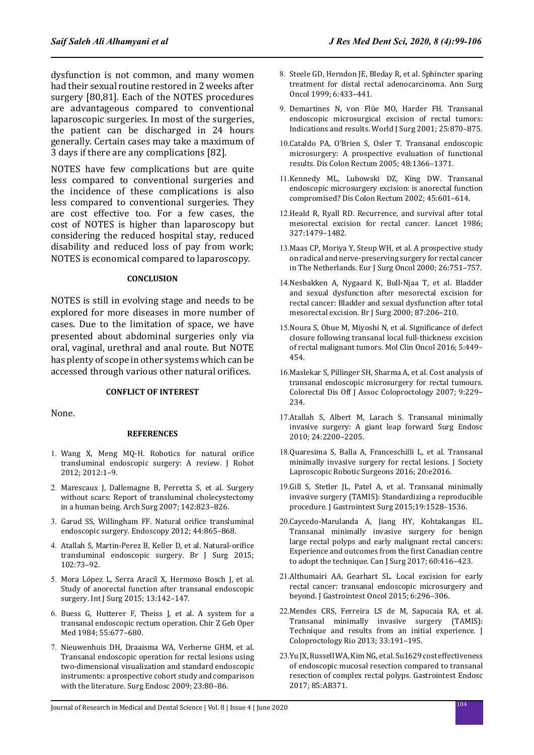dysfunction is not common, and many women had their sexual routine restored in 2 weeks after surgery [80,81]. Each of the NOTES procedures are advantageous compared to conventional laparoscopic surgeries. In most of the surgeries, the patient can be discharged in 24 hours generally. Certain cases may take a maximum of 3 days if there are any complications [82].

NOTES have few complications but are quite less compared to conventional surgeries and the incidence of these complications is also less compared to conventional surgeries. They are cost effective too. For a few cases, the cost of NOTES is higher than laparoscopy but considering the reduced hospital stay, reduced disability and reduced loss of pay from work; NOTES is economical compared to laparoscopy.

## CONCLUSION

NOTES is still in evolving stage and needs to be explored for more diseases in more number of cases. Due to the limitation of space, we have presented about abdominal surgeries only via oral, vaginal, urethral and anal route. But NOTE has plenty of scope in other systems which can be accessed through various other natural orifices.

## CONFLICT OF INTEREST

None.

## REFERENCES

1. Wang X, Meng MQ-H. Robotics for natural orifice transluminal endoscopic surgery: A review. J Robot 2012; 2012:1–9.
2. Marescaux J, Dallemagne B, Perretta S, et al. Surgery without scars: Report of transluminal cholecystectomy in a human being. Arch Surg 2007; 142:823–826.
3. Garud SS, Willingham FF. Natural orifice transluminal endoscopic surgery. Endoscopy 2012; 44:865–868.
4. Atallah S, Martin-Perez B, Keller D, et al. Natural-orifice transluminal endoscopic surgery. Br J Surg 2015; 102:73–92.
5. Mora López L, Serra Aracil X, Hermoso Bosch J, et al. Study of anorectal function after transanal endoscopic surgery. Int J Surg 2015; 13:142–147.
6. Buess G, Hutterer F, Theiss J, et al. A system for a transanal endoscopic rectum operation. Chir Z Geb Oper Med 1984; 55:677–680.
7. Nieuwenhuis DH, Draaisma WA, Verberne GHM, et al. Transanal endoscopic operation for rectal lesions using two-dimensional visualization and standard endoscopic instruments: a prospective cohort study and comparison with the literature. Surg Endosc 2009; 23:80–86.
8. Steele GD, Herndon JE, Bleday R, et al. Sphincter sparing treatment for distal rectal adenocarcinoma. Ann Surg Oncol 1999; 6:433–441.
9. Demartines N, von Flüe MO, Harder FH. Transanal endoscopic microsurgical excision of rectal tumors: Indications and results. World J Surg 2001; 25:870–875.
10. Cataldo PA, O'Brien S, Osler T. Transanal endoscopic microsurgery: A prospective evaluation of functional results. Dis Colon Rectum 2005; 48:1366–1371.
11. Kennedy ML, Lubowski DZ, King DW. Transanal endoscopic microsurgery excision: is anorectal function compromised? Dis Colon Rectum 2002; 45:601–614.
12. Heald R, Ryall RD. Recurrence, and survival after total mesorectal excision for rectal cancer. Lancet 1986; 327:1479–1482.
13. Maas CP, Moriya Y, Steup WH, et al. A prospective study on radical and nerve-preserving surgery for rectal cancer in The Netherlands. Eur J Surg Oncol 2000; 26:751–757.
14. Nesbakken A, Nygaard K, Bull-Njaa T, et al. Bladder and sexual dysfunction after mesorectal excision for rectal cancer: Bladder and sexual dysfunction after total mesorectal excision. Br J Surg 2000; 87:206–210.
15. Noura S, Ohue M, Miyoshi N, et al. Significance of defect closure following transanal local full-thickness excision of rectal malignant tumors. Mol Clin Oncol 2016; 5:449–454.
16. Maslekar S, Pillinger SH, Sharma A, et al. Cost analysis of transanal endoscopic microsurgery for rectal tumours. Colorectal Dis Off J Assoc Coloproctology 2007; 9:229–234.
17. Atallah S, Albert M, Larach S. Transanal minimally invasive surgery: A giant leap forward Surg Endosc 2010; 24:2200–2205.
18. Quaresima S, Balla A, Franceschilli L, et al. Transanal minimally invasive surgery for rectal lesions. J Society Laproscopic Robotic Surgeons 2016; 20:e2016.
19. Gill S, Stetler JL, Patel A, et al. Transanal minimally invasive surgery (TAMIS): Standardizing a reproducible procedure. J Gastrointest Surg 2015;19:1528–1536.
20. Caycedo-Marulanda A, Jiang HY, Kohtakangas EL. Transanal minimally invasive surgery for benign large rectal polyps and early malignant rectal cancers: Experience and outcomes from the first Canadian centre to adopt the technique. Can J Surg 2017; 60:416–423.
21. Althumairi AA, Gearhart SL. Local excision for early rectal cancer: transanal endoscopic microsurgery and beyond. J Gastrointest Oncol 2015; 6:296–306.
22. Mendes CRS, Ferreira LS de M, Sapucaia RA, et al. Transanal minimally invasive surgery (TAMIS): Technique and results from an initial experience. J Coloproctology Rio 2013; 33:191–195.
23. Yu JX, Russell WA, Kim NG, et al. Su1629 cost effectiveness of endoscopic mucosal resection compared to transanal resection of complex rectal polyps. Gastrointest Endosc 2017; 85:AB371.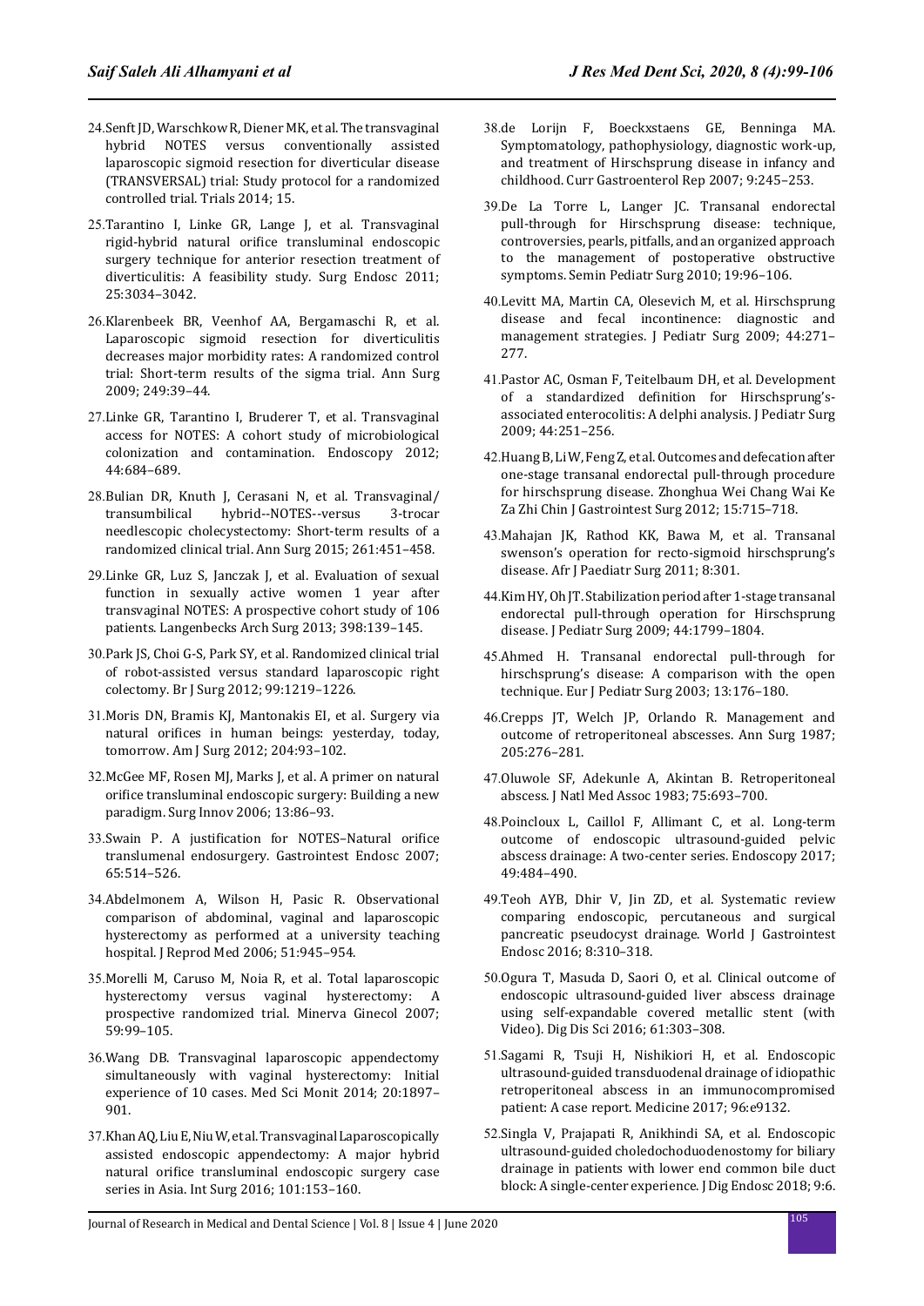24. Senft JD, Warschkow R, Diener MK, et al. The transvaginal hybrid NOTES versus conventionally assisted laparoscopic sigmoid resection for diverticular disease (TRANSVERSAL) trial: Study protocol for a randomized controlled trial. Trials 2014; 15.

25. Tarantino I, Linke GR, Lange J, et al. Transvaginal rigid-hybrid natural orifice transluminal endoscopic surgery technique for anterior resection treatment of diverticulitis: A feasibility study. Surg Endosc 2011; 25:3034–3042.

26. Klarenbeek BR, Veenhof AA, Bergamaschi R, et al. Laparoscopic sigmoid resection for diverticulitis decreases major morbidity rates: A randomized control trial: Short-term results of the sigma trial. Ann Surg 2009; 249:39–44.

27. Linke GR, Tarantino I, Bruderer T, et al. Transvaginal access for NOTES: A cohort study of microbiological colonization and contamination. Endoscopy 2012; 44:684–689.

28. Bulian DR, Knuth J, Cerasani N, et al. Transvaginal/transumbilical hybrid--NOTES--versus 3-trocar needlescopic cholecystectomy: Short-term results of a randomized clinical trial. Ann Surg 2015; 261:451–458.

29. Linke GR, Luz S, Janczak J, et al. Evaluation of sexual function in sexually active women 1 year after transvaginal NOTES: A prospective cohort study of 106 patients. Langenbecks Arch Surg 2013; 398:139–145.

30. Park JS, Choi G-S, Park SY, et al. Randomized clinical trial of robot-assisted versus standard laparoscopic right colectomy. Br J Surg 2012; 99:1219–1226.

31. Moris DN, Bramis KJ, Mantonakis EI, et al. Surgery via natural orifices in human beings: yesterday, today, tomorrow. Am J Surg 2012; 204:93–102.

32. McGee MF, Rosen MJ, Marks J, et al. A primer on natural orifice transluminal endoscopic surgery: Building a new paradigm. Surg Innov 2006; 13:86–93.

33. Swain P. A justification for NOTES–Natural orifice translumenal endosurgery. Gastrointest Endosc 2007; 65:514–526.

34. Abdelmonem A, Wilson H, Pasic R. Observational comparison of abdominal, vaginal and laparoscopic hysterectomy as performed at a university teaching hospital. J Reprod Med 2006; 51:945–954.

35. Morelli M, Caruso M, Noia R, et al. Total laparoscopic hysterectomy versus vaginal hysterectomy: A prospective randomized trial. Minerva Ginecol 2007; 59:99–105.

36. Wang DB. Transvaginal laparoscopic appendectomy simultaneously with vaginal hysterectomy: Initial experience of 10 cases. Med Sci Monit 2014; 20:1897–901.

37. Khan AQ, Liu E, Niu W, et al. Transvaginal Laparoscopically assisted endoscopic appendectomy: A major hybrid natural orifice transluminal endoscopic surgery case series in Asia. Int Surg 2016; 101:153–160.

38. de Lorijn F, Boeckxstaens GE, Benninga MA. Symptomatology, pathophysiology, diagnostic work-up, and treatment of Hirschsprung disease in infancy and childhood. Curr Gastroenterol Rep 2007; 9:245–253.

39. De La Torre L, Langer JC. Transanal endorectal pull-through for Hirschsprung disease: technique, controversies, pearls, pitfalls, and an organized approach to the management of postoperative obstructive symptoms. Semin Pediatr Surg 2010; 19:96–106.

40. Levitt MA, Martin CA, Olesevich M, et al. Hirschsprung disease and fecal incontinence: diagnostic and management strategies. J Pediatr Surg 2009; 44:271–277.

41. Pastor AC, Osman F, Teitelbaum DH, et al. Development of a standardized definition for Hirschsprung's-associated enterocolitis: A delphi analysis. J Pediatr Surg 2009; 44:251–256.

42. Huang B, Li W, Feng Z, et al. Outcomes and defecation after one-stage transanal endorectal pull-through procedure for hirschsprung disease. Zhonghua Wei Chang Wai Ke Za Zhi Chin J Gastrointest Surg 2012; 15:715–718.

43. Mahajan JK, Rathod KK, Bawa M, et al. Transanal swenson's operation for recto-sigmoid hirschsprung's disease. Afr J Paediatr Surg 2011; 8:301.

44. Kim HY, Oh JT. Stabilization period after 1-stage transanal endorectal pull-through operation for Hirschsprung disease. J Pediatr Surg 2009; 44:1799–1804.

45. Ahmed H. Transanal endorectal pull-through for hirschsprung's disease: A comparison with the open technique. Eur J Pediatr Surg 2003; 13:176–180.

46. Crepps JT, Welch JP, Orlando R. Management and outcome of retroperitoneal abscesses. Ann Surg 1987; 205:276–281.

47. Oluwole SF, Adekunle A, Akintan B. Retroperitoneal abscess. J Natl Med Assoc 1983; 75:693–700.

48. Poincloux L, Caillol F, Allimant C, et al. Long-term outcome of endoscopic ultrasound-guided pelvic abscess drainage: A two-center series. Endoscopy 2017; 49:484–490.

49. Teoh AYB, Dhir V, Jin ZD, et al. Systematic review comparing endoscopic, percutaneous and surgical pancreatic pseudocyst drainage. World J Gastrointest Endosc 2016; 8:310–318.

50. Ogura T, Masuda D, Saori O, et al. Clinical outcome of endoscopic ultrasound-guided liver abscess drainage using self-expandable covered metallic stent (with Video). Dig Dis Sci 2016; 61:303–308.

51. Sagami R, Tsuji H, Nishikiori H, et al. Endoscopic ultrasound-guided transduodenal drainage of idiopathic retroperitoneal abscess in an immunocompromised patient: A case report. Medicine 2017; 96:e9132.

52. Singla V, Prajapati R, Anikhindi SA, et al. Endoscopic ultrasound-guided choledochoduodenostomy for biliary drainage in patients with lower end common bile duct block: A single-center experience. J Dig Endosc 2018; 9:6.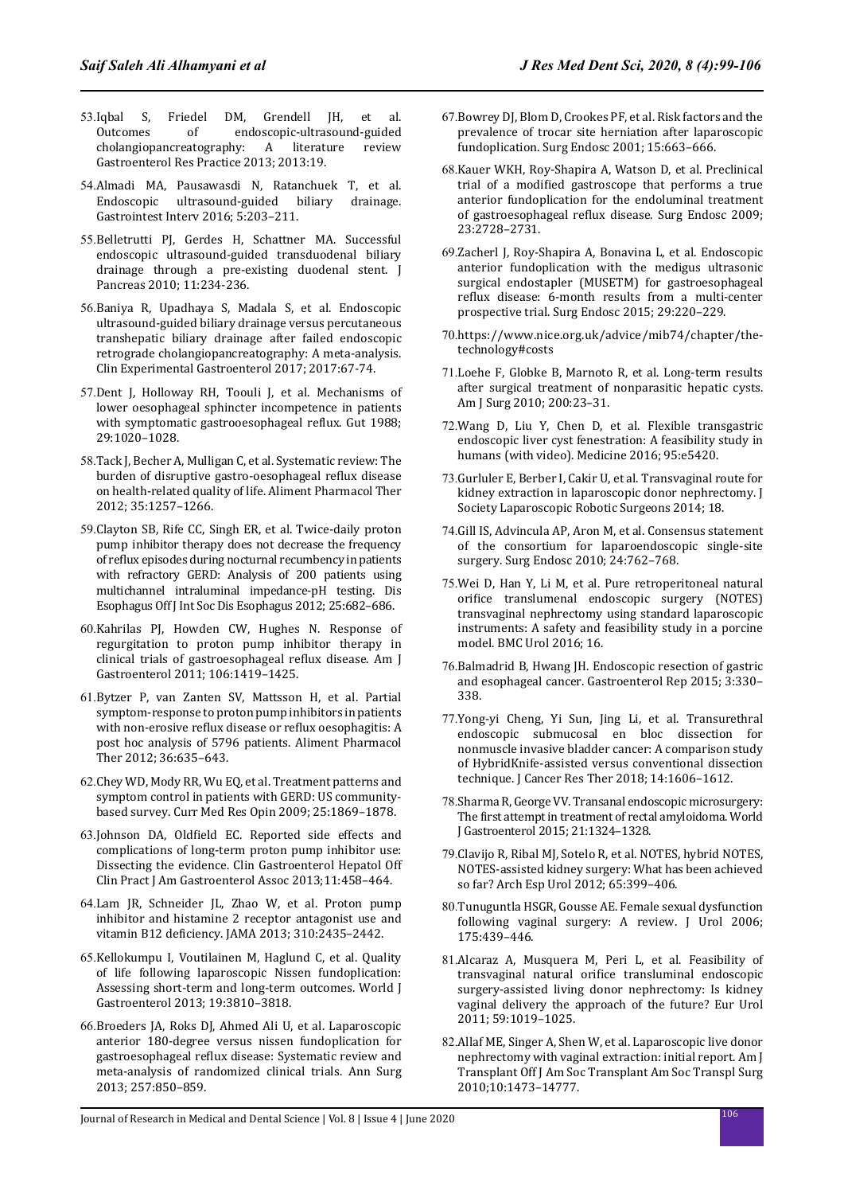53. Iqbal S, Friedel DM, Grendell JH, et al. Outcomes of endoscopic-ultrasound-guided cholangiopancreatography: A literature review Gastroenterol Res Practice 2013; 2013:19.

54. Almadi MA, Pausawasdi N, Ratanchuek T, et al. Endoscopic ultrasound-guided biliary drainage. Gastrointest Interv 2016; 5:203–211.

55. Belletrutti PJ, Gerdes H, Schattner MA. Successful endoscopic ultrasound-guided transduodenal biliary drainage through a pre-existing duodenal stent. J Pancreas 2010; 11:234-236.

56. Baniya R, Upadhaya S, Madala S, et al. Endoscopic ultrasound-guided biliary drainage versus percutaneous transhepatic biliary drainage after failed endoscopic retrograde cholangiopancreatography: A meta-analysis. Clin Experimental Gastroenterol 2017; 2017:67-74.

57. Dent J, Holloway RH, Toouli J, et al. Mechanisms of lower oesophageal sphincter incompetence in patients with symptomatic gastrooesophageal reflux. Gut 1988; 29:1020–1028.

58. Tack J, Becher A, Mulligan C, et al. Systematic review: The burden of disruptive gastro-oesophageal reflux disease on health-related quality of life. Aliment Pharmacol Ther 2012; 35:1257–1266.

59. Clayton SB, Rife CC, Singh ER, et al. Twice-daily proton pump inhibitor therapy does not decrease the frequency of reflux episodes during nocturnal recumbency in patients with refractory GERD: Analysis of 200 patients using multichannel intraluminal impedance-pH testing. Dis Esophagus Off J Int Soc Dis Esophagus 2012; 25:682–686.

60. Kahrilas PJ, Howden CW, Hughes N. Response of regurgitation to proton pump inhibitor therapy in clinical trials of gastroesophageal reflux disease. Am J Gastroenterol 2011; 106:1419–1425.

61. Bytzer P, van Zanten SV, Mattsson H, et al. Partial symptom-response to proton pump inhibitors in patients with non-erosive reflux disease or reflux oesophagitis: A post hoc analysis of 5796 patients. Aliment Pharmacol Ther 2012; 36:635–643.

62. Chey WD, Mody RR, Wu EQ, et al. Treatment patterns and symptom control in patients with GERD: US community-based survey. Curr Med Res Opin 2009; 25:1869–1878.

63. Johnson DA, Oldfield EC. Reported side effects and complications of long-term proton pump inhibitor use: Dissecting the evidence. Clin Gastroenterol Hepatol Off Clin Pract J Am Gastroenterol Assoc 2013;11:458–464.

64. Lam JR, Schneider JL, Zhao W, et al. Proton pump inhibitor and histamine 2 receptor antagonist use and vitamin B12 deficiency. JAMA 2013; 310:2435–2442.

65. Kellokumpu I, Voutilainen M, Haglund C, et al. Quality of life following laparoscopic Nissen fundoplication: Assessing short-term and long-term outcomes. World J Gastroenterol 2013; 19:3810–3818.

66. Broeders JA, Roks DJ, Ahmed Ali U, et al. Laparoscopic anterior 180-degree versus nissen fundoplication for gastroesophageal reflux disease: Systematic review and meta-analysis of randomized clinical trials. Ann Surg 2013; 257:850–859.

67. Bowrey DJ, Blom D, Crookes PF, et al. Risk factors and the prevalence of trocar site herniation after laparoscopic fundoplication. Surg Endosc 2001; 15:663–666.

68. Kauer WKH, Roy-Shapira A, Watson D, et al. Preclinical trial of a modified gastroscope that performs a true anterior fundoplication for the endoluminal treatment of gastroesophageal reflux disease. Surg Endosc 2009; 23:2728–2731.

69. Zacherl J, Roy-Shapira A, Bonavina L, et al. Endoscopic anterior fundoplication with the medigus ultrasonic surgical endostapler (MUSETM) for gastroesophageal reflux disease: 6-month results from a multi-center prospective trial. Surg Endosc 2015; 29:220–229.

70. https://www.nice.org.uk/advice/mib74/chapter/the-technology#costs

71. Loehe F, Globke B, Marnoto R, et al. Long-term results after surgical treatment of nonparasitic hepatic cysts. Am J Surg 2010; 200:23–31.

72. Wang D, Liu Y, Chen D, et al. Flexible transgastric endoscopic liver cyst fenestration: A feasibility study in humans (with video). Medicine 2016; 95:e5420.

73. Gurluler E, Berber I, Cakir U, et al. Transvaginal route for kidney extraction in laparoscopic donor nephrectomy. J Society Laparoscopic Robotic Surgeons 2014; 18.

74. Gill IS, Advincula AP, Aron M, et al. Consensus statement of the consortium for laparoendoscopic single-site surgery. Surg Endosc 2010; 24:762–768.

75. Wei D, Han Y, Li M, et al. Pure retroperitoneal natural orifice translumenal endoscopic surgery (NOTES) transvaginal nephrectomy using standard laparoscopic instruments: A safety and feasibility study in a porcine model. BMC Urol 2016; 16.

76. Balmadrid B, Hwang JH. Endoscopic resection of gastric and esophageal cancer. Gastroenterol Rep 2015; 3:330–338.

77. Yong-yi Cheng, Yi Sun, Jing Li, et al. Transurethral endoscopic submucosal en bloc dissection for nonmuscle invasive bladder cancer: A comparison study of HybridKnife-assisted versus conventional dissection technique. J Cancer Res Ther 2018; 14:1606–1612.

78. Sharma R, George VV. Transanal endoscopic microsurgery: The first attempt in treatment of rectal amyloidoma. World J Gastroenterol 2015; 21:1324–1328.

79. Clavijo R, Ribal MJ, Sotelo R, et al. NOTES, hybrid NOTES, NOTES-assisted kidney surgery: What has been achieved so far? Arch Esp Urol 2012; 65:399–406.

80. Tunuguntla HSGR, Gousse AE. Female sexual dysfunction following vaginal surgery: A review. J Urol 2006; 175:439–446.

81. Alcaraz A, Musquera M, Peri L, et al. Feasibility of transvaginal natural orifice transluminal endoscopic surgery-assisted living donor nephrectomy: Is kidney vaginal delivery the approach of the future? Eur Urol 2011; 59:1019–1025.

82. Allaf ME, Singer A, Shen W, et al. Laparoscopic live donor nephrectomy with vaginal extraction: initial report. Am J Transplant Off J Am Soc Transplant Am Soc Transpl Surg 2010;10:1473–14777.